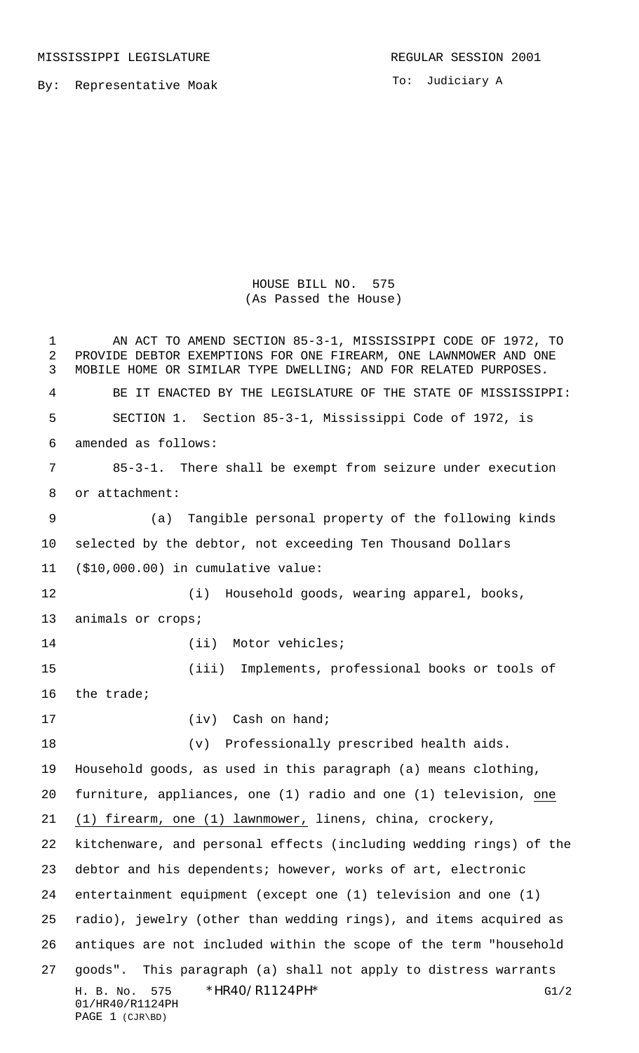MISSISSIPPI LEGISLATURE REGULAR SESSION 2001

By: Representative Moak

To: Judiciary A

# HOUSE BILL NO. 575
(As Passed the House)

AN ACT TO AMEND SECTION 85-3-1, MISSISSIPPI CODE OF 1972, TO PROVIDE DEBTOR EXEMPTIONS FOR ONE FIREARM, ONE LAWNMOWER AND ONE MOBILE HOME OR SIMILAR TYPE DWELLING; AND FOR RELATED PURPOSES.

BE IT ENACTED BY THE LEGISLATURE OF THE STATE OF MISSISSIPPI:

SECTION 1. Section 85-3-1, Mississippi Code of 1972, is amended as follows:

85-3-1. There shall be exempt from seizure under execution or attachment:

(a) Tangible personal property of the following kinds selected by the debtor, not exceeding Ten Thousand Dollars ($10,000.00) in cumulative value:

(i) Household goods, wearing apparel, books, animals or crops;

(ii) Motor vehicles;

(iii) Implements, professional books or tools of the trade;

(iv) Cash on hand;

(v) Professionally prescribed health aids.

Household goods, as used in this paragraph (a) means clothing, furniture, appliances, one (1) radio and one (1) television, one (1) firearm, one (1) lawnmower, linens, china, crockery, kitchenware, and personal effects (including wedding rings) of the debtor and his dependents; however, works of art, electronic entertainment equipment (except one (1) television and one (1) radio), jewelry (other than wedding rings), and items acquired as antiques are not included within the scope of the term "household goods". This paragraph (a) shall not apply to distress warrants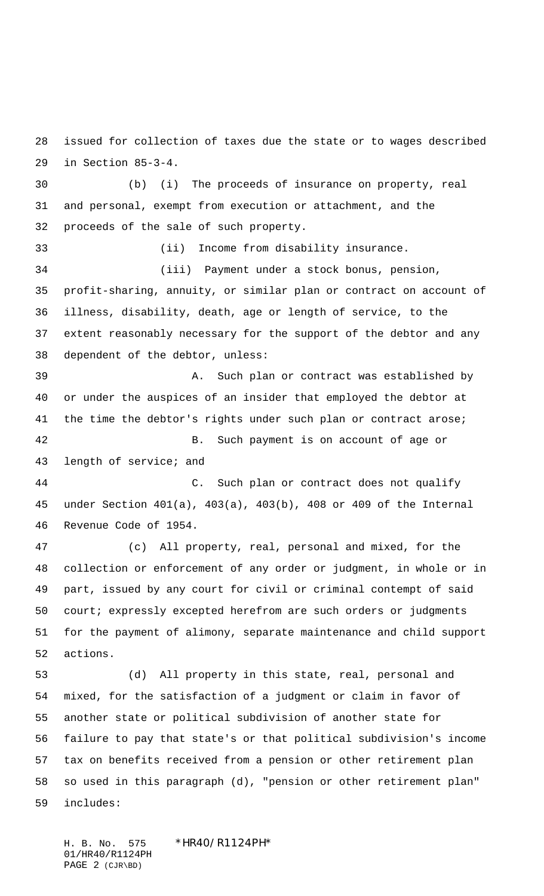issued for collection of taxes due the state or to wages described in Section 85-3-4.

(b) (i) The proceeds of insurance on property, real and personal, exempt from execution or attachment, and the proceeds of the sale of such property.

(ii) Income from disability insurance.

(iii) Payment under a stock bonus, pension, profit-sharing, annuity, or similar plan or contract on account of illness, disability, death, age or length of service, to the extent reasonably necessary for the support of the debtor and any dependent of the debtor, unless:

A. Such plan or contract was established by or under the auspices of an insider that employed the debtor at the time the debtor's rights under such plan or contract arose;

B. Such payment is on account of age or length of service; and

C. Such plan or contract does not qualify under Section 401(a), 403(a), 403(b), 408 or 409 of the Internal Revenue Code of 1954.

(c) All property, real, personal and mixed, for the collection or enforcement of any order or judgment, in whole or in part, issued by any court for civil or criminal contempt of said court; expressly excepted herefrom are such orders or judgments for the payment of alimony, separate maintenance and child support actions.

(d) All property in this state, real, personal and mixed, for the satisfaction of a judgment or claim in favor of another state or political subdivision of another state for failure to pay that state's or that political subdivision's income tax on benefits received from a pension or other retirement plan so used in this paragraph (d), "pension or other retirement plan" includes: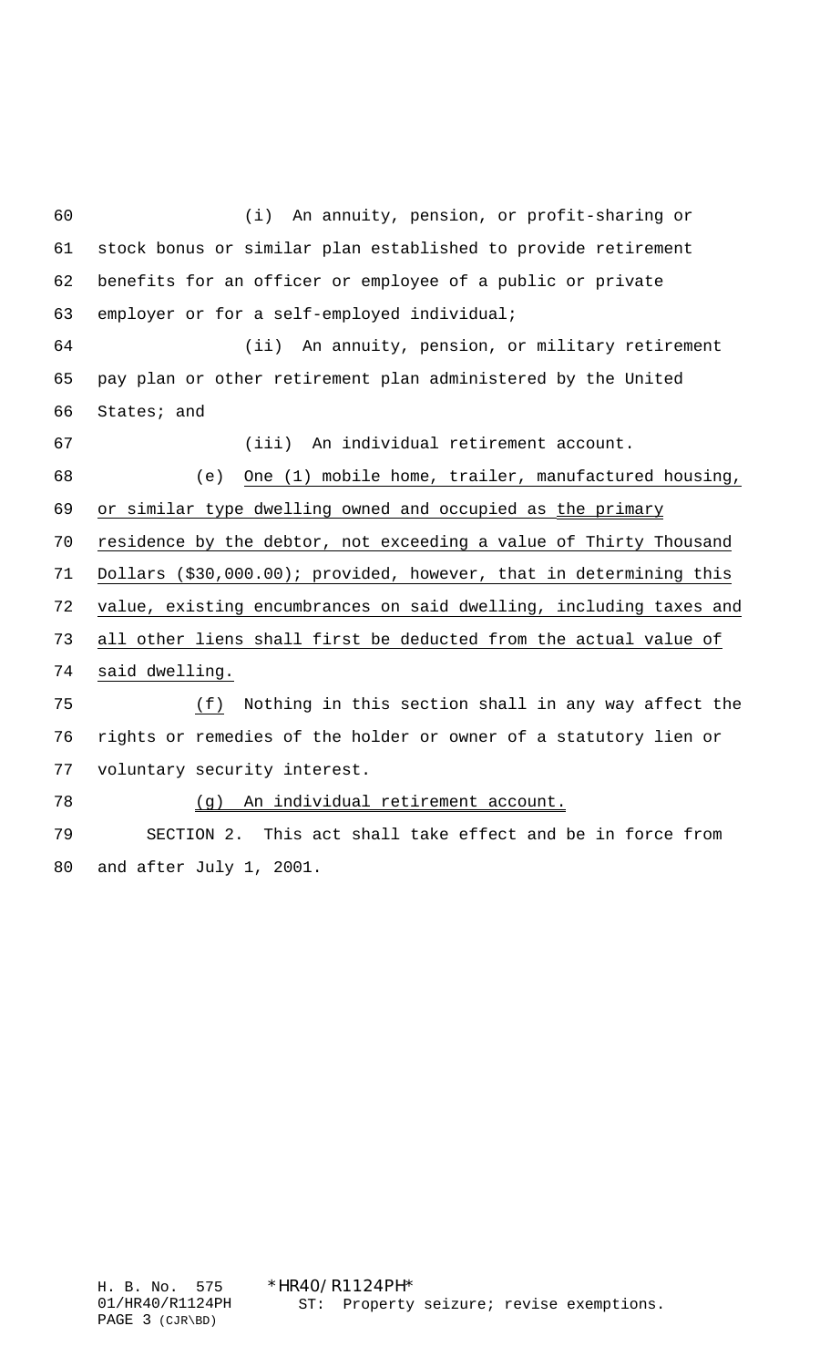(i) An annuity, pension, or profit-sharing or stock bonus or similar plan established to provide retirement benefits for an officer or employee of a public or private employer or for a self-employed individual;

(ii) An annuity, pension, or military retirement pay plan or other retirement plan administered by the United States; and

(iii) An individual retirement account.

(e) One (1) mobile home, trailer, manufactured housing, or similar type dwelling owned and occupied as the primary residence by the debtor, not exceeding a value of Thirty Thousand Dollars ($30,000.00); provided, however, that in determining this value, existing encumbrances on said dwelling, including taxes and all other liens shall first be deducted from the actual value of said dwelling.

(f) Nothing in this section shall in any way affect the rights or remedies of the holder or owner of a statutory lien or voluntary security interest.

(g) An individual retirement account.

SECTION 2. This act shall take effect and be in force from and after July 1, 2001.